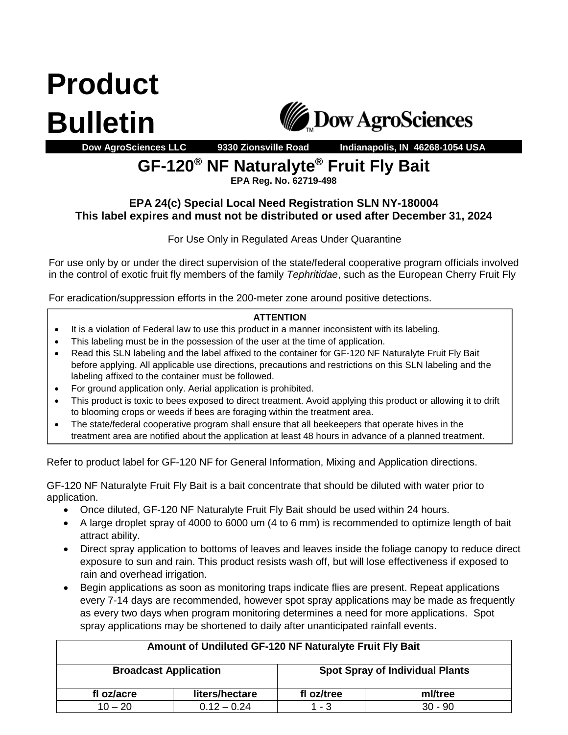# Product Bulletin

Dow AgroSciences

**Dow AgroSciences LLC 9330 Zionsville Road Indianapolis, IN 46268-1054 USA**

# GF-120® NF Naturalyte® Fruit Fly Bait

**EPA Reg. No. 62719-498**

**EPA 24(c) Special Local Need Registration SLN NY-180004**
**This label expires and must not be distributed or used after December 31, 2024**

For Use Only in Regulated Areas Under Quarantine

For use only by or under the direct supervision of the state/federal cooperative program officials involved in the control of exotic fruit fly members of the family *Tephritidae*, such as the European Cherry Fruit Fly

For eradication/suppression efforts in the 200-meter zone around positive detections.

**ATTENTION**

- It is a violation of Federal law to use this product in a manner inconsistent with its labeling.
- This labeling must be in the possession of the user at the time of application.
- Read this SLN labeling and the label affixed to the container for GF-120 NF Naturalyte Fruit Fly Bait before applying. All applicable use directions, precautions and restrictions on this SLN labeling and the labeling affixed to the container must be followed.
- For ground application only. Aerial application is prohibited.
- This product is toxic to bees exposed to direct treatment. Avoid applying this product or allowing it to drift to blooming crops or weeds if bees are foraging within the treatment area.
- The state/federal cooperative program shall ensure that all beekeepers that operate hives in the treatment area are notified about the application at least 48 hours in advance of a planned treatment.

Refer to product label for GF-120 NF for General Information, Mixing and Application directions.

GF-120 NF Naturalyte Fruit Fly Bait is a bait concentrate that should be diluted with water prior to application.

- Once diluted, GF-120 NF Naturalyte Fruit Fly Bait should be used within 24 hours.
- A large droplet spray of 4000 to 6000 um (4 to 6 mm) is recommended to optimize length of bait attract ability.
- Direct spray application to bottoms of leaves and leaves inside the foliage canopy to reduce direct exposure to sun and rain. This product resists wash off, but will lose effectiveness if exposed to rain and overhead irrigation.
- Begin applications as soon as monitoring traps indicate flies are present. Repeat applications every 7-14 days are recommended, however spot spray applications may be made as frequently as every two days when program monitoring determines a need for more applications. Spot spray applications may be shortened to daily after unanticipated rainfall events.

| Amount of Undiluted GF-120 NF Naturalyte Fruit Fly Bait | | | |
|---|---|---|---|
| **Broadcast Application** | | **Spot Spray of Individual Plants** | |
| **fl oz/acre** | **liters/hectare** | **fl oz/tree** | **ml/tree** |
| 10 – 20 | 0.12 – 0.24 | 1 - 3 | 30 - 90 |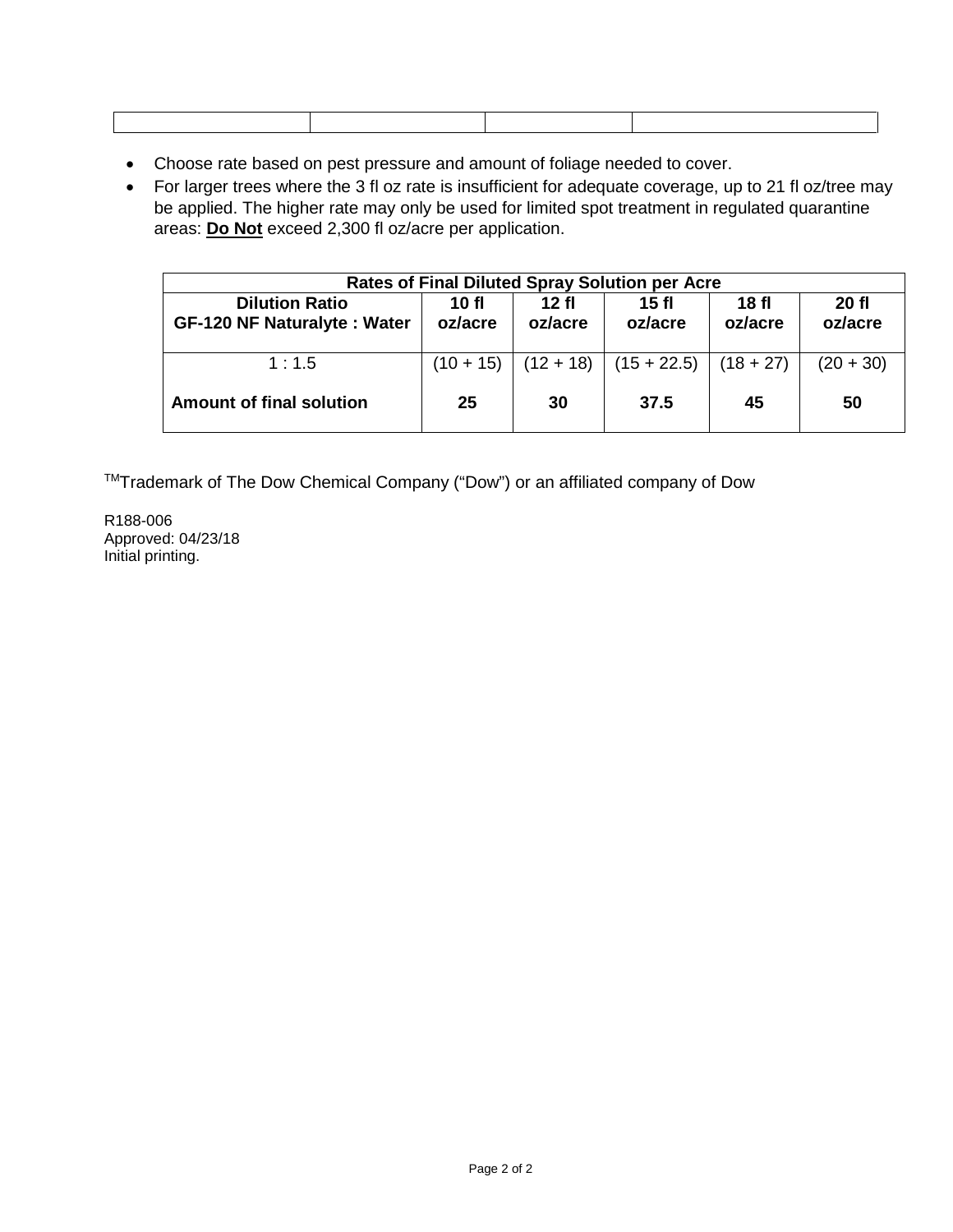| | | | |
|---|---|---|---|
| | | | |

- Choose rate based on pest pressure and amount of foliage needed to cover.
- For larger trees where the 3 fl oz rate is insufficient for adequate coverage, up to 21 fl oz/tree may be applied. The higher rate may only be used for limited spot treatment in regulated quarantine areas: **Do Not** exceed 2,300 fl oz/acre per application.

| Rates of Final Diluted Spray Solution per Acre | | | | | |
|---|---|---|---|---|---|
| **Dilution Ratio GF-120 NF Naturalyte : Water** | **10 fl oz/acre** | **12 fl oz/acre** | **15 fl oz/acre** | **18 fl oz/acre** | **20 fl oz/acre** |
| 1 : 1.5 | (10 + 15) | (12 + 18) | (15 + 22.5) | (18 + 27) | (20 + 30) |
| **Amount of final solution** | **25** | **30** | **37.5** | **45** | **50** |

TMTrademark of The Dow Chemical Company ("Dow") or an affiliated company of Dow

R188-006
Approved: 04/23/18
Initial printing.